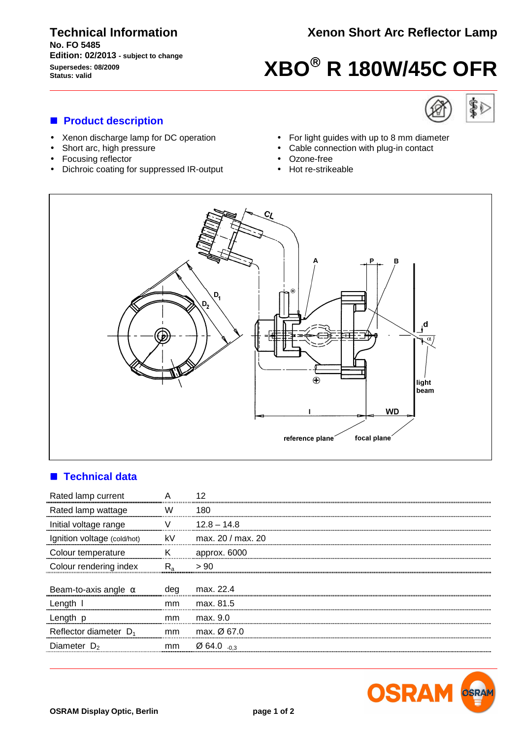# Technical Information

**No. FO 5485**
**Edition: 02/2013** - subject to change
**Supersedes: 08/2009**
**Status: valid**

## Xenon Short Arc Reflector Lamp

# XBO® R 180W/45C OFR

## Product description

- Xenon discharge lamp for DC operation
- Short arc, high pressure
- Focusing reflector
- Dichroic coating for suppressed IR-output
- For light guides with up to 8 mm diameter
- Cable connection with plug-in contact
- Ozone-free
- Hot re-strikeable

## Technical data

| | | |
|---|---|---|
| Rated lamp current | A | 12 |
| Rated lamp wattage | W | 180 |
| Initial voltage range | V | 12.8 – 14.8 |
| Ignition voltage (cold/hot) | kV | max. 20 / max. 20 |
| Colour temperature | K | approx. 6000 |
| Colour rendering index | $R_a$ | > 90 |
| Beam-to-axis angle α | deg | max. 22.4 |
| Length l | mm | max. 81.5 |
| Length p | mm | max. 9.0 |
| Reflector diameter $D_1$ | mm | max. Ø 67.0 |
| Diameter $D_2$ | mm | Ø 64.0 $_{-0.3}$ |

**OSRAM Display Optic, Berlin**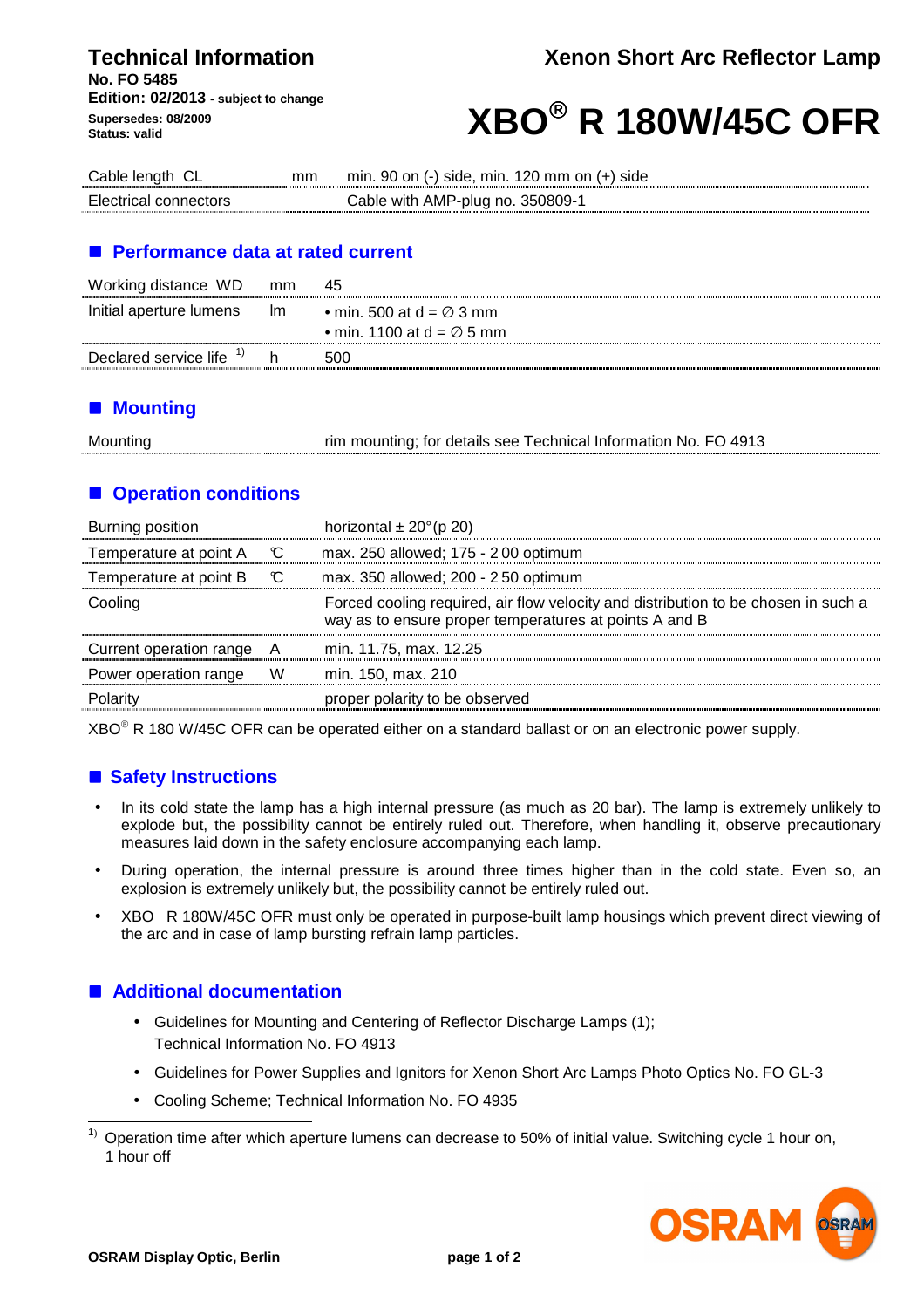# Technical Information

**No. FO 5485**

**Edition: 02/2013** - subject to change

**Supersedes: 08/2009**

**Status: valid**

# Xenon Short Arc Reflector Lamp

# XBO® R 180W/45C OFR

| | | |
|---|---|---|
| Cable length CL | mm | min. 90 on (-) side, min. 120 mm on (+) side |
| Electrical connectors | | Cable with AMP-plug no. 350809-1 |

## Performance data at rated current

| | | |
|---|---|---|
| Working distance WD | mm | 45 |
| Initial aperture lumens | lm | • min. 500 at d = ∅ 3 mm<br>• min. 1100 at d = ∅ 5 mm |
| Declared service life [1] | h | 500 |

## Mounting

| | |
|---|---|
| Mounting | rim mounting; for details see Technical Information No. FO 4913 |

## Operation conditions

| | | |
|---|---|---|
| Burning position | | horizontal ± 20°(p 20) |
| Temperature at point A | °C | max. 250 allowed; 175 - 200 optimum |
| Temperature at point B | °C | max. 350 allowed; 200 - 250 optimum |
| Cooling | | Forced cooling required, air flow velocity and distribution to be chosen in such a way as to ensure proper temperatures at points A and B |
| Current operation range | A | min. 11.75, max. 12.25 |
| Power operation range | W | min. 150, max. 210 |
| Polarity | | proper polarity to be observed |

XBO® R 180 W/45C OFR can be operated either on a standard ballast or on an electronic power supply.

## Safety Instructions

- In its cold state the lamp has a high internal pressure (as much as 20 bar). The lamp is extremely unlikely to explode but, the possibility cannot be entirely ruled out. Therefore, when handling it, observe precautionary measures laid down in the safety enclosure accompanying each lamp.
- During operation, the internal pressure is around three times higher than in the cold state. Even so, an explosion is extremely unlikely but, the possibility cannot be entirely ruled out.
- XBO R 180W/45C OFR must only be operated in purpose-built lamp housings which prevent direct viewing of the arc and in case of lamp bursting refrain lamp particles.

## Additional documentation

- Guidelines for Mounting and Centering of Reflector Discharge Lamps (1); Technical Information No. FO 4913
- Guidelines for Power Supplies and Ignitors for Xenon Short Arc Lamps Photo Optics No. FO GL-3
- Cooling Scheme; Technical Information No. FO 4935

[1] Operation time after which aperture lumens can decrease to 50% of initial value. Switching cycle 1 hour on, 1 hour off

OSRAM Display Optic, Berlin